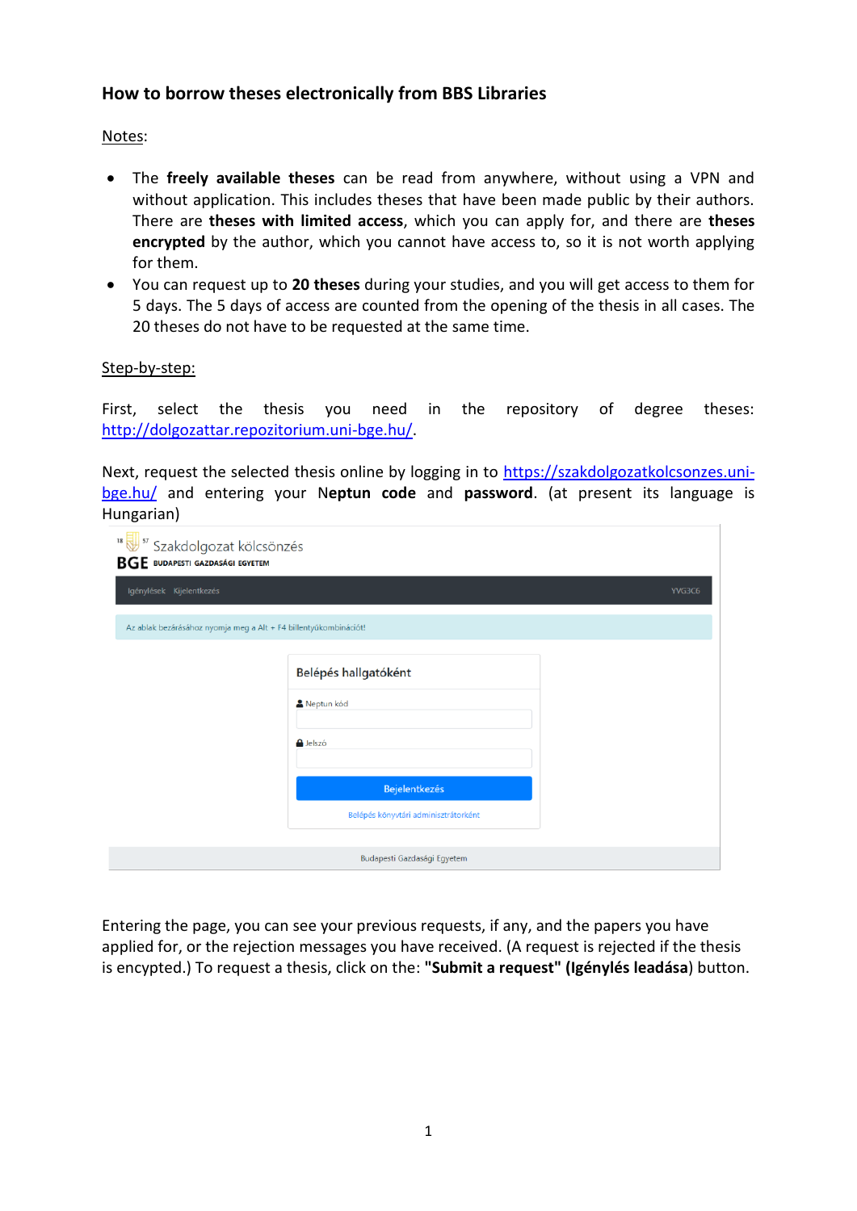## How to borrow theses electronically from BBS Libraries

Notes:

- The **freely available theses** can be read from anywhere, without using a VPN and without application. This includes theses that have been made public by their authors. There are **theses with limited access**, which you can apply for, and there are **theses encrypted** by the author, which you cannot have access to, so it is not worth applying for them.
- You can request up to **20 theses** during your studies, and you will get access to them for 5 days. The 5 days of access are counted from the opening of the thesis in all cases. The 20 theses do not have to be requested at the same time.

Step-by-step:

First, select the thesis you need in the repository of degree theses: http://dolgozattar.repozitorium.uni-bge.hu/.

Next, request the selected thesis online by logging in to https://szakdolgozatkolcsonzes.uni-bge.hu/ and entering your **Neptun code** and **password**. (at present its language is Hungarian)

Entering the page, you can see your previous requests, if any, and the papers you have applied for, or the rejection messages you have received. (A request is rejected if the thesis is encypted.) To request a thesis, click on the: **"Submit a request" (Igénylés leadása**) button.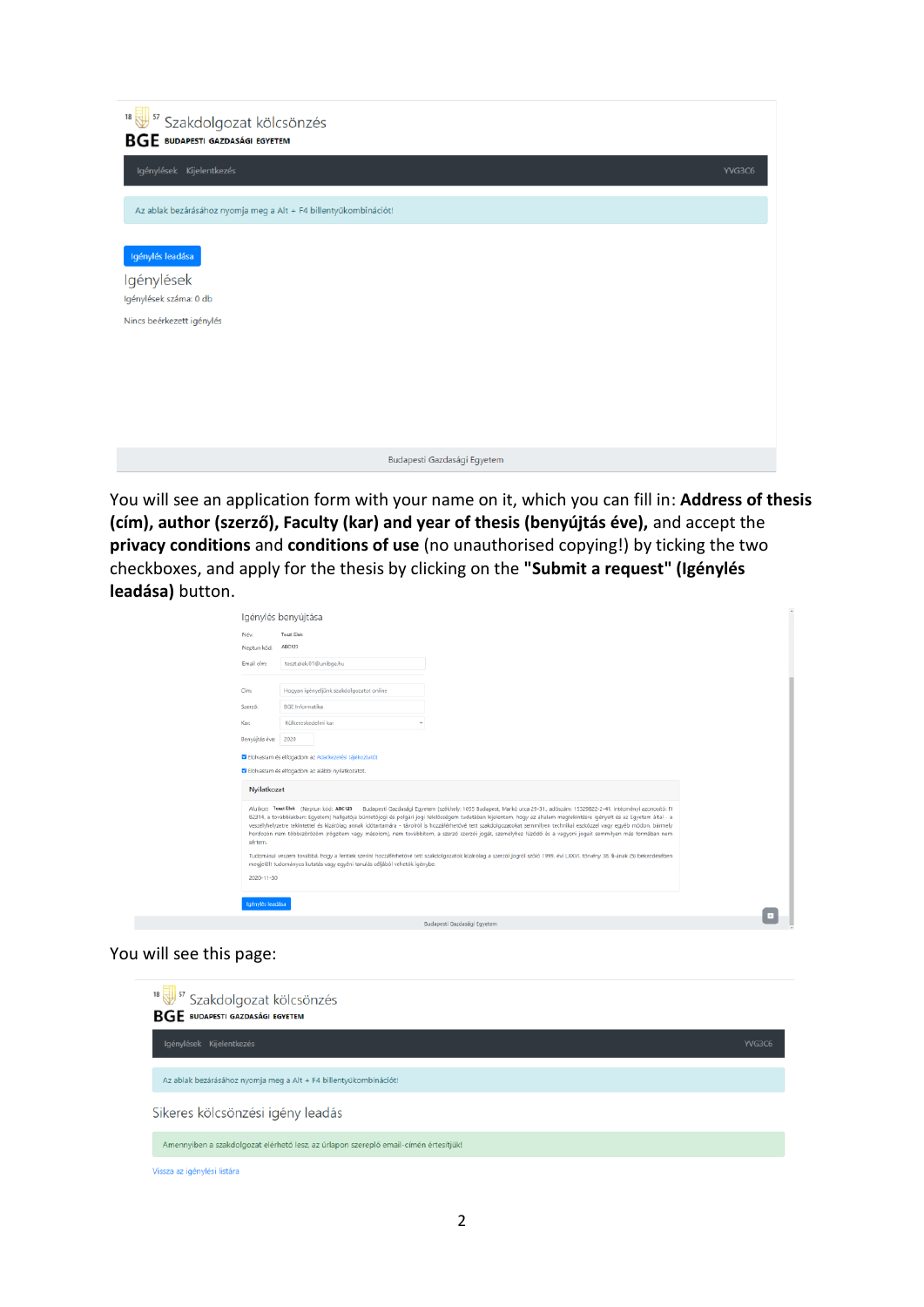18 57 Szakdolgozat kölcsönzés

BGE BUDAPESTI GAZDASÁGI EGYETEM

Igénylések Kijelentkezés YVG3C6

Az ablak bezárásához nyomja meg a Alt + F4 billentyűkombinációt!

Igénylés leadása

Igénylések

Igénylések száma: 0 db

Nincs beérkezett igénylés

Budapesti Gazdasági Egyetem

You will see an application form with your name on it, which you can fill in: **Address of thesis (cím), author (szerző), Faculty (kar) and year of thesis (benyújtás éve),** and accept the **privacy conditions** and **conditions of use** (no unauthorised copying!) by ticking the two checkboxes, and apply for the thesis by clicking on the **"Submit a request" (Igénylés leadása)** button.

Igénylés benyújtása

Név: Teszt Elek

Neptun kód: ABC123

Email cím: teszt.elek.01@unibge.hu

Cím: Hogyan igényeljünk szakdolgozatot online

Szerző: BGE Informatika

Kar: Külkereskedelmi kar

Benyújtás éve: 2020

Elolvastam és elfogadom az Adatkezelési tájékoztatót.

Elolvastam és elfogadom az alábbi nyilatkozatot.

Nyilatkozat

Alulírott Teszt Elek (Neptun kód: ABC123) Budapesti Gazdasági Egyetem (székhely: 1055 Budapest, Markó utca 29-31., adószám: 15329822-2-41, intézményi azonosító: FI 82314, a továbbiakban: Egyetem) hallgatója büntetőjogi és polgári jogi felelősségem tudatában kijelentem, hogy az általam megjelölt/kért ... az Egyetem által a veszélyhelyzetre tekintettel és kizárólag annak időtartamára ... tárolt/ill. hozzáférhetővé tett szakdolgozatokat semmilyen technikai eszközzel vagy egyéb módon, bármely hordozón nem többszörözöm (rögzítem vagy másolom), nem továbbítom, a szerző szerzői jogát, személyhez fűződő és vagyoni jogait semmilyen más formában nem sértem.

Tudomásul veszem továbbá, hogy a fentiek szerint hozzáférhetővé tett szakdolgozatok kizárólag a szerzői jogról szóló 1999. évi LXXVI. törvény 38. §-ának (5) bekezdésében megjelölt tudományos kutatás vagy egyéni tanulás céljából vehetők igénybe.

2020-11-30

Igénylés leadása

Budapesti Gazdasági Egyetem

You will see this page:

18 57 Szakdolgozat kölcsönzés

BGE BUDAPESTI GAZDASÁGI EGYETEM

Igénylések Kijelentkezés YVG3C6

Az ablak bezárásához nyomja meg a Alt + F4 billentyűkombinációt!

Sikeres kölcsönzési igény leadás

Amennyiben a szakdolgozat elérhető lesz, az űrlapon szereplő email-címén értesítjük!

Vissza az igénylési listára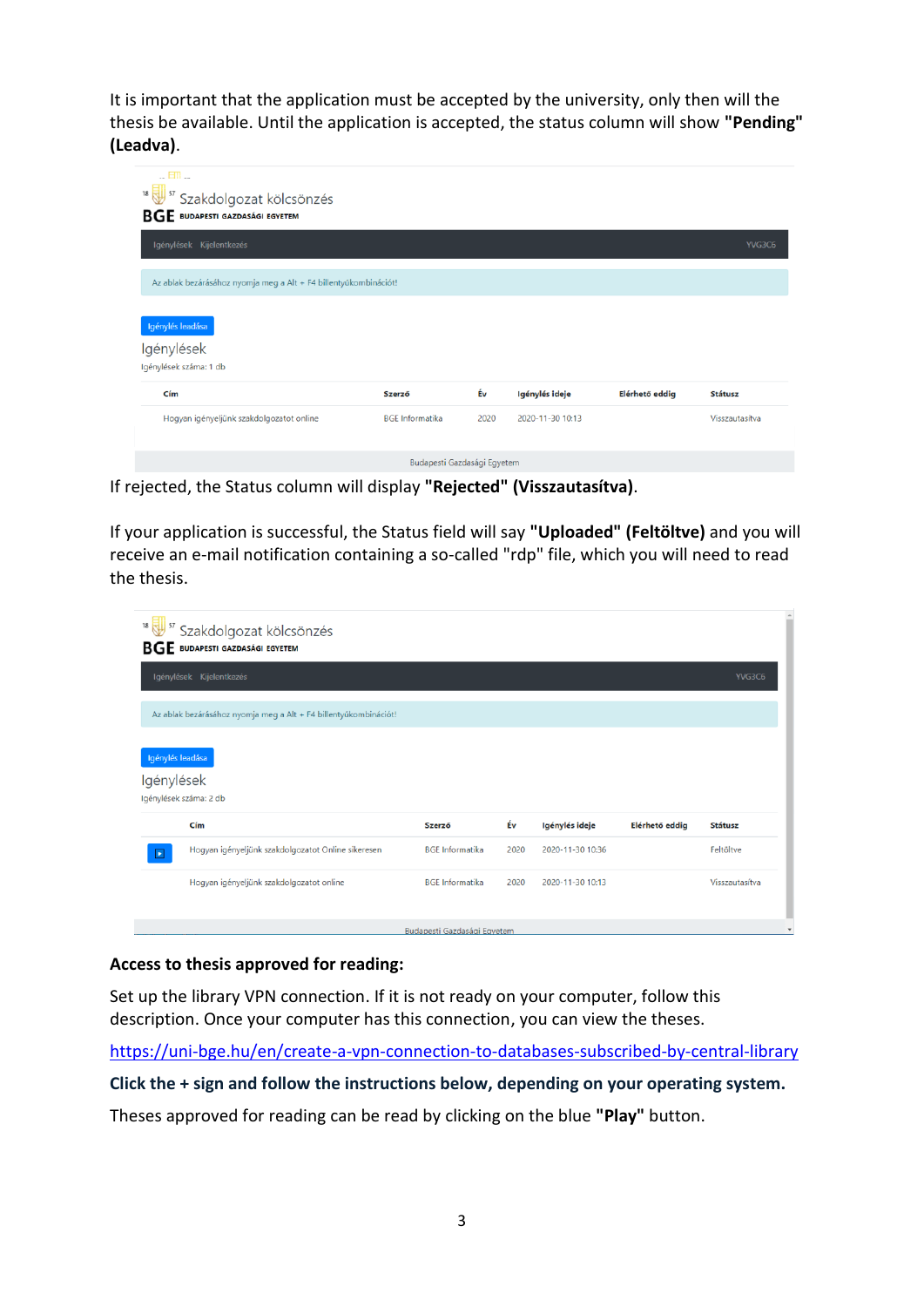It is important that the application must be accepted by the university, only then will the thesis be available. Until the application is accepted, the status column will show **"Pending" (Leadva)**.

Szakdolgozat kölcsönzés

BGE BUDAPESTI GAZDASÁGI EGYETEM

Igénylések Kijelentkezés YVG3C6

Az ablak bezárásához nyomja meg a Alt + F4 billentyűkombinációt!

Igénylés leadása

Igénylések

Igénylések száma: 1 db

| Cím | Szerző | Év | Igénylés ideje | Elérhető eddig | Státusz |
|---|---|---|---|---|---|
| Hogyan igényeljünk szakdolgozatot online | BGE Informatika | 2020 | 2020-11-30 10:13 | | Visszautasítva |

Budapesti Gazdasági Egyetem

If rejected, the Status column will display **"Rejected" (Visszautasítva)**.

If your application is successful, the Status field will say **"Uploaded" (Feltöltve)** and you will receive an e-mail notification containing a so-called "rdp" file, which you will need to read the thesis.

Szakdolgozat kölcsönzés

BGE BUDAPESTI GAZDASÁGI EGYETEM

Igénylések Kijelentkezés YVG3C6

Az ablak bezárásához nyomja meg a Alt + F4 billentyűkombinációt!

Igénylés leadása

Igénylések

Igénylések száma: 2 db

| | Cím | Szerző | Év | Igénylés ideje | Elérhető eddig | Státusz |
|---|---|---|---|---|---|---|
| ▶ | Hogyan igényeljünk szakdolgozatot Online sikeresen | BGE Informatika | 2020 | 2020-11-30 10:36 | | Feltöltve |
| | Hogyan igényeljünk szakdolgozatot online | BGE Informatika | 2020 | 2020-11-30 10:13 | | Visszautasítva |

Budapesti Gazdasági Egyetem

**Access to thesis approved for reading:**

Set up the library VPN connection. If it is not ready on your computer, follow this description. Once your computer has this connection, you can view the theses.

https://uni-bge.hu/en/create-a-vpn-connection-to-databases-subscribed-by-central-library

**Click the + sign and follow the instructions below, depending on your operating system.**

Theses approved for reading can be read by clicking on the blue **"Play"** button.